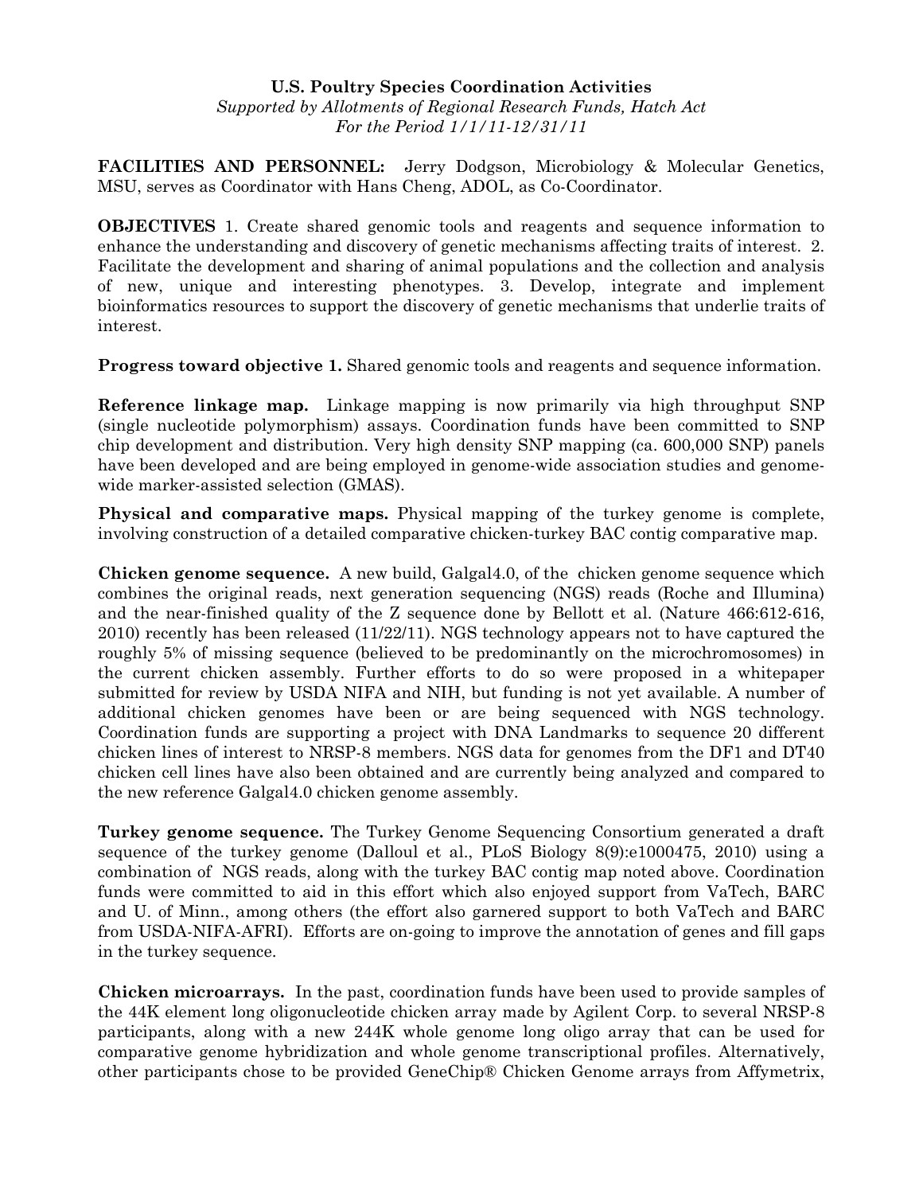**U.S. Poultry Species Coordination Activities**

*Supported by Allotments of Regional Research Funds, Hatch Act*

*For the Period 1/1/11-12/31/11*

**FACILITIES AND PERSONNEL:** Jerry Dodgson, Microbiology & Molecular Genetics, MSU, serves as Coordinator with Hans Cheng, ADOL, as Co-Coordinator.

**OBJECTIVES** 1. Create shared genomic tools and reagents and sequence information to enhance the understanding and discovery of genetic mechanisms affecting traits of interest. 2. Facilitate the development and sharing of animal populations and the collection and analysis of new, unique and interesting phenotypes. 3. Develop, integrate and implement bioinformatics resources to support the discovery of genetic mechanisms that underlie traits of interest.

**Progress toward objective 1.** Shared genomic tools and reagents and sequence information.

**Reference linkage map.** Linkage mapping is now primarily via high throughput SNP (single nucleotide polymorphism) assays. Coordination funds have been committed to SNP chip development and distribution. Very high density SNP mapping (ca. 600,000 SNP) panels have been developed and are being employed in genome-wide association studies and genome-wide marker-assisted selection (GMAS).

**Physical and comparative maps.** Physical mapping of the turkey genome is complete, involving construction of a detailed comparative chicken-turkey BAC contig comparative map.

**Chicken genome sequence.** A new build, Galgal4.0, of the chicken genome sequence which combines the original reads, next generation sequencing (NGS) reads (Roche and Illumina) and the near-finished quality of the Z sequence done by Bellott et al. (Nature 466:612-616, 2010) recently has been released (11/22/11). NGS technology appears not to have captured the roughly 5% of missing sequence (believed to be predominantly on the microchromosomes) in the current chicken assembly. Further efforts to do so were proposed in a whitepaper submitted for review by USDA NIFA and NIH, but funding is not yet available. A number of additional chicken genomes have been or are being sequenced with NGS technology. Coordination funds are supporting a project with DNA Landmarks to sequence 20 different chicken lines of interest to NRSP-8 members. NGS data for genomes from the DF1 and DT40 chicken cell lines have also been obtained and are currently being analyzed and compared to the new reference Galgal4.0 chicken genome assembly.

**Turkey genome sequence.** The Turkey Genome Sequencing Consortium generated a draft sequence of the turkey genome (Dalloul et al., PLoS Biology 8(9):e1000475, 2010) using a combination of NGS reads, along with the turkey BAC contig map noted above. Coordination funds were committed to aid in this effort which also enjoyed support from VaTech, BARC and U. of Minn., among others (the effort also garnered support to both VaTech and BARC from USDA-NIFA-AFRI). Efforts are on-going to improve the annotation of genes and fill gaps in the turkey sequence.

**Chicken microarrays.** In the past, coordination funds have been used to provide samples of the 44K element long oligonucleotide chicken array made by Agilent Corp. to several NRSP-8 participants, along with a new 244K whole genome long oligo array that can be used for comparative genome hybridization and whole genome transcriptional profiles. Alternatively, other participants chose to be provided GeneChip® Chicken Genome arrays from Affymetrix,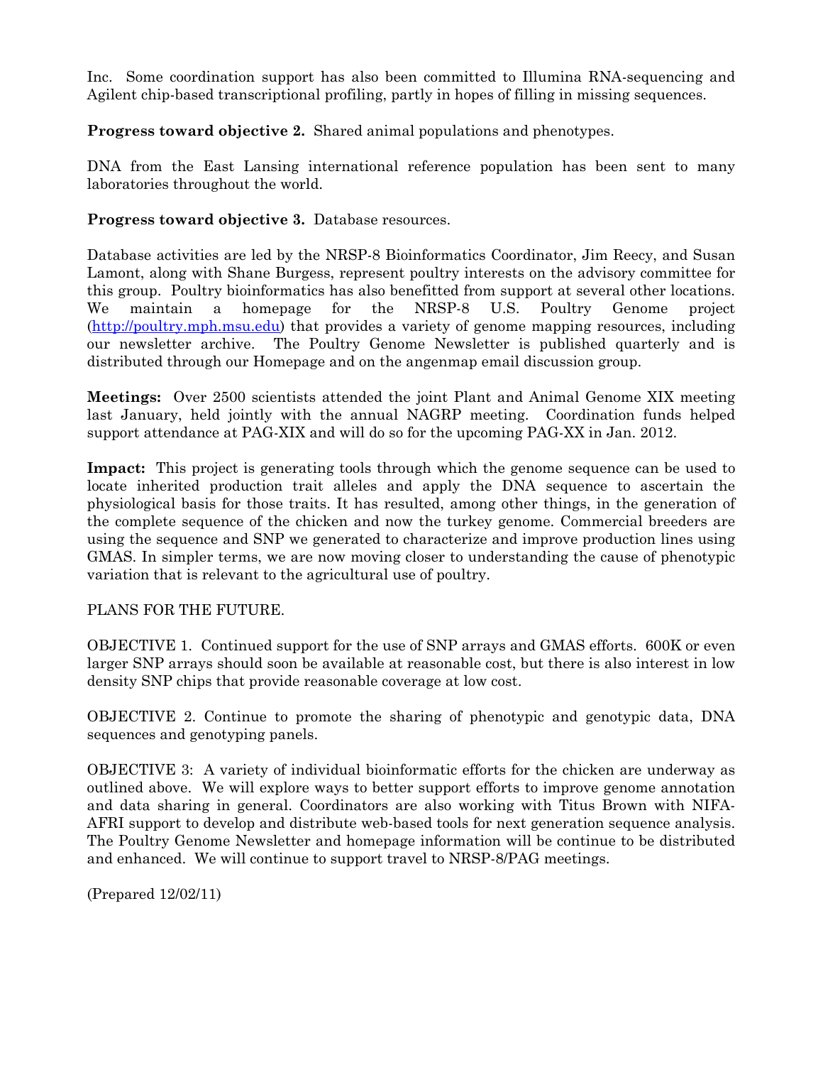Inc. Some coordination support has also been committed to Illumina RNA-sequencing and Agilent chip-based transcriptional profiling, partly in hopes of filling in missing sequences.

**Progress toward objective 2.** Shared animal populations and phenotypes.

DNA from the East Lansing international reference population has been sent to many laboratories throughout the world.

**Progress toward objective 3.** Database resources.

Database activities are led by the NRSP-8 Bioinformatics Coordinator, Jim Reecy, and Susan Lamont, along with Shane Burgess, represent poultry interests on the advisory committee for this group. Poultry bioinformatics has also benefitted from support at several other locations. We maintain a homepage for the NRSP-8 U.S. Poultry Genome project (http://poultry.mph.msu.edu) that provides a variety of genome mapping resources, including our newsletter archive. The Poultry Genome Newsletter is published quarterly and is distributed through our Homepage and on the angenmap email discussion group.

**Meetings:** Over 2500 scientists attended the joint Plant and Animal Genome XIX meeting last January, held jointly with the annual NAGRP meeting. Coordination funds helped support attendance at PAG-XIX and will do so for the upcoming PAG-XX in Jan. 2012.

**Impact:** This project is generating tools through which the genome sequence can be used to locate inherited production trait alleles and apply the DNA sequence to ascertain the physiological basis for those traits. It has resulted, among other things, in the generation of the complete sequence of the chicken and now the turkey genome. Commercial breeders are using the sequence and SNP we generated to characterize and improve production lines using GMAS. In simpler terms, we are now moving closer to understanding the cause of phenotypic variation that is relevant to the agricultural use of poultry.

PLANS FOR THE FUTURE.

OBJECTIVE 1. Continued support for the use of SNP arrays and GMAS efforts. 600K or even larger SNP arrays should soon be available at reasonable cost, but there is also interest in low density SNP chips that provide reasonable coverage at low cost.

OBJECTIVE 2. Continue to promote the sharing of phenotypic and genotypic data, DNA sequences and genotyping panels.

OBJECTIVE 3: A variety of individual bioinformatic efforts for the chicken are underway as outlined above. We will explore ways to better support efforts to improve genome annotation and data sharing in general. Coordinators are also working with Titus Brown with NIFA-AFRI support to develop and distribute web-based tools for next generation sequence analysis. The Poultry Genome Newsletter and homepage information will be continue to be distributed and enhanced. We will continue to support travel to NRSP-8/PAG meetings.

(Prepared 12/02/11)